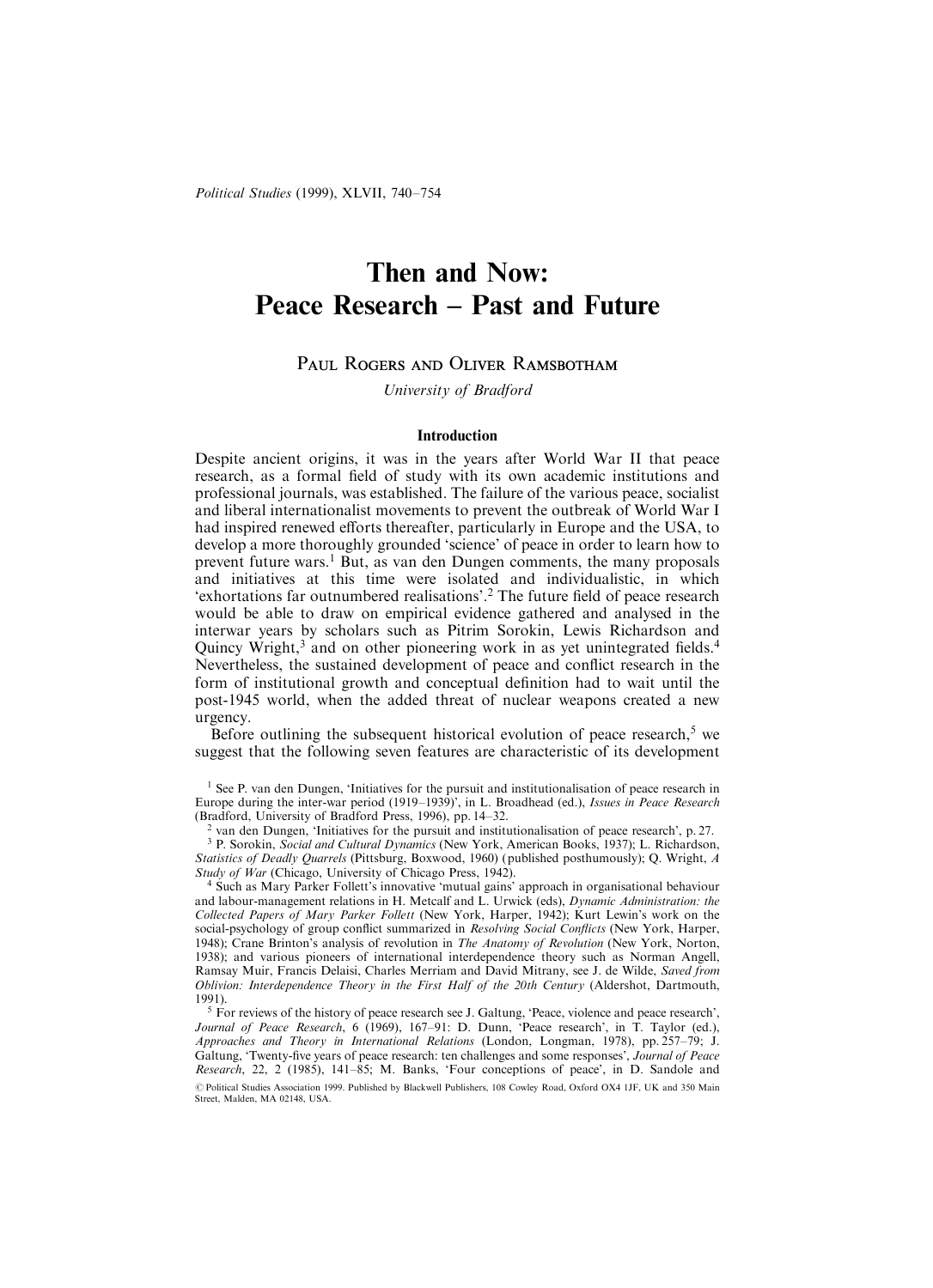# Then and Now: Peace Research – Past and Future

PAUL ROGERS AND OLIVER RAMSBOTHAM

*University of Bradford*

## Introduction

Despite ancient origins, it was in the years after World War II that peace research, as a formal field of study with its own academic institutions and professional journals, was established. The failure of the various peace, socialist and liberal internationalist movements to prevent the outbreak of World War I had inspired renewed efforts thereafter, particularly in Europe and the USA, to develop a more thoroughly grounded 'science' of peace in order to learn how to prevent future wars.[1] But, as van den Dungen comments, the many proposals and initiatives at this time were isolated and individualistic, in which 'exhortations far outnumbered realisations'.[2] The future field of peace research would be able to draw on empirical evidence gathered and analysed in the interwar years by scholars such as Pitrim Sorokin, Lewis Richardson and Quincy Wright,[3] and on other pioneering work in as yet unintegrated fields.[4] Nevertheless, the sustained development of peace and conflict research in the form of institutional growth and conceptual definition had to wait until the post-1945 world, when the added threat of nuclear weapons created a new urgency.

Before outlining the subsequent historical evolution of peace research,[5] we suggest that the following seven features are characteristic of its development

[1] See P. van den Dungen, 'Initiatives for the pursuit and institutionalisation of peace research in Europe during the inter-war period (1919–1939)', in L. Broadhead (ed.), *Issues in Peace Research* (Bradford, University of Bradford Press, 1996), pp. 14–32.

[2] van den Dungen, 'Initiatives for the pursuit and institutionalisation of peace research', p. 27.

[3] P. Sorokin, *Social and Cultural Dynamics* (New York, American Books, 1937); L. Richardson, *Statistics of Deadly Quarrels* (Pittsburg, Boxwood, 1960) (published posthumously); Q. Wright, *A Study of War* (Chicago, University of Chicago Press, 1942).

[4] Such as Mary Parker Follett's innovative 'mutual gains' approach in organisational behaviour and labour-management relations in H. Metcalf and L. Urwick (eds), *Dynamic Administration: the Collected Papers of Mary Parker Follett* (New York, Harper, 1942); Kurt Lewin's work on the social-psychology of group conflict summarized in *Resolving Social Conflicts* (New York, Harper, 1948); Crane Brinton's analysis of revolution in *The Anatomy of Revolution* (New York, Norton, 1938); and various pioneers of international interdependence theory such as Norman Angell, Ramsay Muir, Francis Delaisi, Charles Merriam and David Mitrany, see J. de Wilde, *Saved from Oblivion: Interdependence Theory in the First Half of the 20th Century* (Aldershot, Dartmouth, 1991).

[5] For reviews of the history of peace research see J. Galtung, 'Peace, violence and peace research', *Journal of Peace Research*, 6 (1969), 167–91: D. Dunn, 'Peace research', in T. Taylor (ed.), *Approaches and Theory in International Relations* (London, Longman, 1978), pp. 257–79; J. Galtung, 'Twenty-five years of peace research: ten challenges and some responses', *Journal of Peace Research*, 22, 2 (1985), 141–85; M. Banks, 'Four conceptions of peace', in D. Sandole and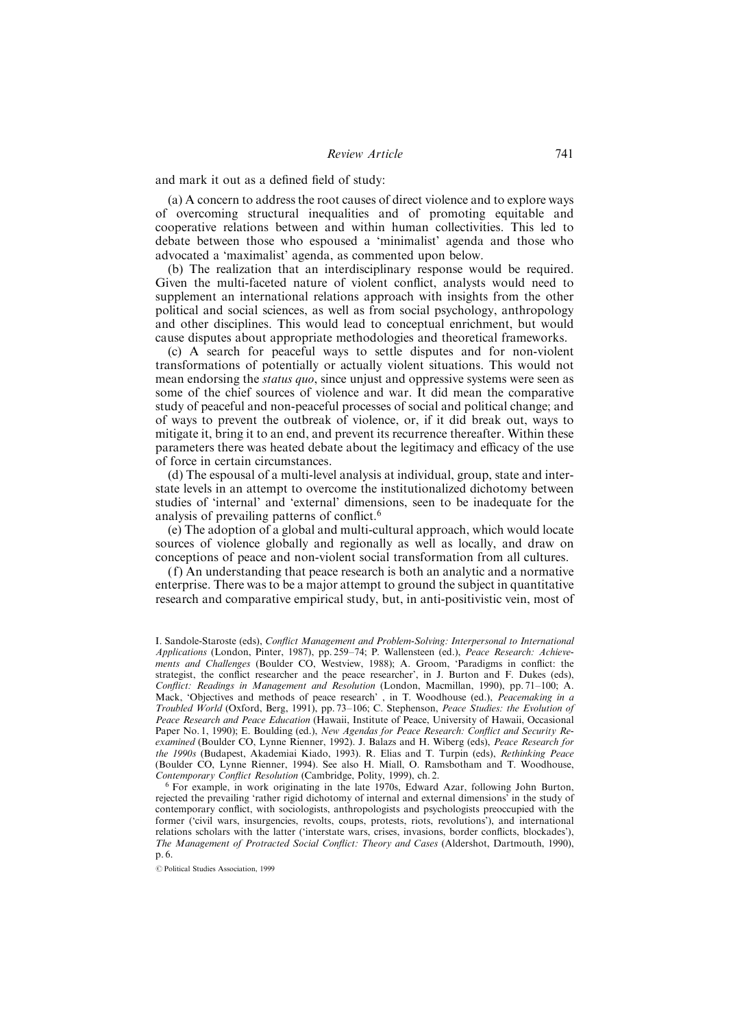and mark it out as a defined field of study:

(a) A concern to address the root causes of direct violence and to explore ways of overcoming structural inequalities and of promoting equitable and cooperative relations between and within human collectivities. This led to debate between those who espoused a 'minimalist' agenda and those who advocated a 'maximalist' agenda, as commented upon below.

(b) The realization that an interdisciplinary response would be required. Given the multi-faceted nature of violent conflict, analysts would need to supplement an international relations approach with insights from the other political and social sciences, as well as from social psychology, anthropology and other disciplines. This would lead to conceptual enrichment, but would cause disputes about appropriate methodologies and theoretical frameworks.

(c) A search for peaceful ways to settle disputes and for non-violent transformations of potentially or actually violent situations. This would not mean endorsing the *status quo*, since unjust and oppressive systems were seen as some of the chief sources of violence and war. It did mean the comparative study of peaceful and non-peaceful processes of social and political change; and of ways to prevent the outbreak of violence, or, if it did break out, ways to mitigate it, bring it to an end, and prevent its recurrence thereafter. Within these parameters there was heated debate about the legitimacy and efficacy of the use of force in certain circumstances.

(d) The espousal of a multi-level analysis at individual, group, state and inter-state levels in an attempt to overcome the institutionalized dichotomy between studies of 'internal' and 'external' dimensions, seen to be inadequate for the analysis of prevailing patterns of conflict.[6]

(e) The adoption of a global and multi-cultural approach, which would locate sources of violence globally and regionally as well as locally, and draw on conceptions of peace and non-violent social transformation from all cultures.

(f) An understanding that peace research is both an analytic and a normative enterprise. There was to be a major attempt to ground the subject in quantitative research and comparative empirical study, but, in anti-positivistic vein, most of

I. Sandole-Staroste (eds), *Conflict Management and Problem-Solving: Interpersonal to International Applications* (London, Pinter, 1987), pp. 259–74; P. Wallensteen (ed.), *Peace Research: Achievements and Challenges* (Boulder CO, Westview, 1988); A. Groom, 'Paradigms in conflict: the strategist, the conflict researcher and the peace researcher', in J. Burton and F. Dukes (eds), *Conflict: Readings in Management and Resolution* (London, Macmillan, 1990), pp. 71–100; A. Mack, 'Objectives and methods of peace research' , in T. Woodhouse (ed.), *Peacemaking in a Troubled World* (Oxford, Berg, 1991), pp. 73–106; C. Stephenson, *Peace Studies: the Evolution of Peace Research and Peace Education* (Hawaii, Institute of Peace, University of Hawaii, Occasional Paper No. 1, 1990); E. Boulding (ed.), *New Agendas for Peace Research: Conflict and Security Reexamined* (Boulder CO, Lynne Rienner, 1992). J. Balazs and H. Wiberg (eds), *Peace Research for the 1990s* (Budapest, Akademiai Kiado, 1993). R. Elias and T. Turpin (eds), *Rethinking Peace* (Boulder CO, Lynne Rienner, 1994). See also H. Miall, O. Ramsbotham and T. Woodhouse, *Contemporary Conflict Resolution* (Cambridge, Polity, 1999), ch. 2.

[6] For example, in work originating in the late 1970s, Edward Azar, following John Burton, rejected the prevailing 'rather rigid dichotomy of internal and external dimensions' in the study of contemporary conflict, with sociologists, anthropologists and psychologists preoccupied with the former ('civil wars, insurgencies, revolts, coups, protests, riots, revolutions'), and international relations scholars with the latter ('interstate wars, crises, invasions, border conflicts, blockades'), *The Management of Protracted Social Conflict: Theory and Cases* (Aldershot, Dartmouth, 1990), p. 6.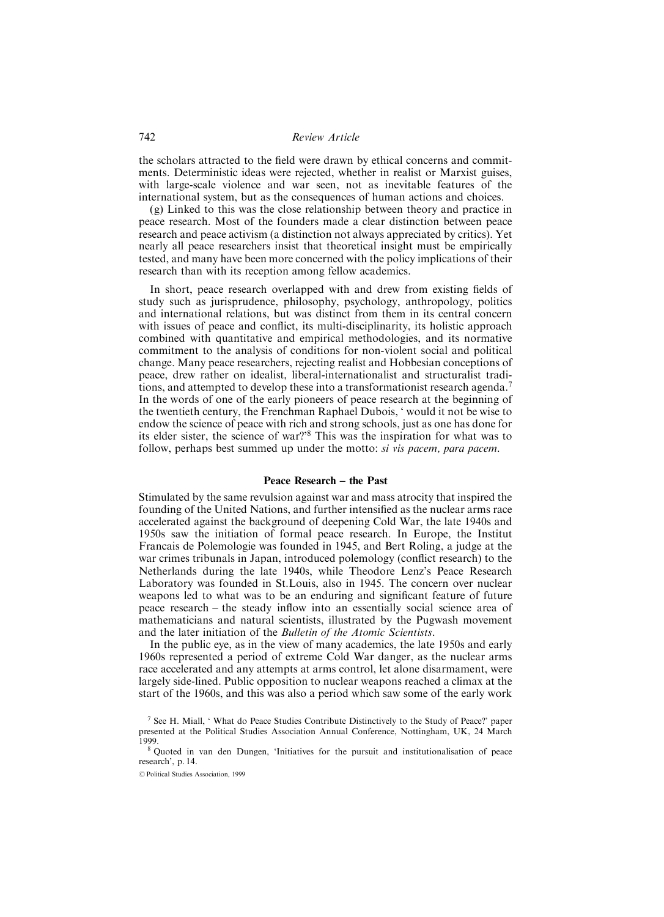the scholars attracted to the field were drawn by ethical concerns and commitments. Deterministic ideas were rejected, whether in realist or Marxist guises, with large-scale violence and war seen, not as inevitable features of the international system, but as the consequences of human actions and choices.

(g) Linked to this was the close relationship between theory and practice in peace research. Most of the founders made a clear distinction between peace research and peace activism (a distinction not always appreciated by critics). Yet nearly all peace researchers insist that theoretical insight must be empirically tested, and many have been more concerned with the policy implications of their research than with its reception among fellow academics.

In short, peace research overlapped with and drew from existing fields of study such as jurisprudence, philosophy, psychology, anthropology, politics and international relations, but was distinct from them in its central concern with issues of peace and conflict, its multi-disciplinarity, its holistic approach combined with quantitative and empirical methodologies, and its normative commitment to the analysis of conditions for non-violent social and political change. Many peace researchers, rejecting realist and Hobbesian conceptions of peace, drew rather on idealist, liberal-internationalist and structuralist traditions, and attempted to develop these into a transformationist research agenda.[7] In the words of one of the early pioneers of peace research at the beginning of the twentieth century, the Frenchman Raphael Dubois, 'would it not be wise to endow the science of peace with rich and strong schools, just as one has done for its elder sister, the science of war?'[8] This was the inspiration for what was to follow, perhaps best summed up under the motto: *si vis pacem, para pacem*.

## Peace Research – the Past

Stimulated by the same revulsion against war and mass atrocity that inspired the founding of the United Nations, and further intensified as the nuclear arms race accelerated against the background of deepening Cold War, the late 1940s and 1950s saw the initiation of formal peace research. In Europe, the Institut Francais de Polemologie was founded in 1945, and Bert Roling, a judge at the war crimes tribunals in Japan, introduced polemology (conflict research) to the Netherlands during the late 1940s, while Theodore Lenz's Peace Research Laboratory was founded in St.Louis, also in 1945. The concern over nuclear weapons led to what was to be an enduring and significant feature of future peace research – the steady inflow into an essentially social science area of mathematicians and natural scientists, illustrated by the Pugwash movement and the later initiation of the *Bulletin of the Atomic Scientists*.

In the public eye, as in the view of many academics, the late 1950s and early 1960s represented a period of extreme Cold War danger, as the nuclear arms race accelerated and any attempts at arms control, let alone disarmament, were largely side-lined. Public opposition to nuclear weapons reached a climax at the start of the 1960s, and this was also a period which saw some of the early work

[7] See H. Miall, 'What do Peace Studies Contribute Distinctively to the Study of Peace?' paper presented at the Political Studies Association Annual Conference, Nottingham, UK, 24 March 1999.

[8] Quoted in van den Dungen, 'Initiatives for the pursuit and institutionalisation of peace research', p. 14.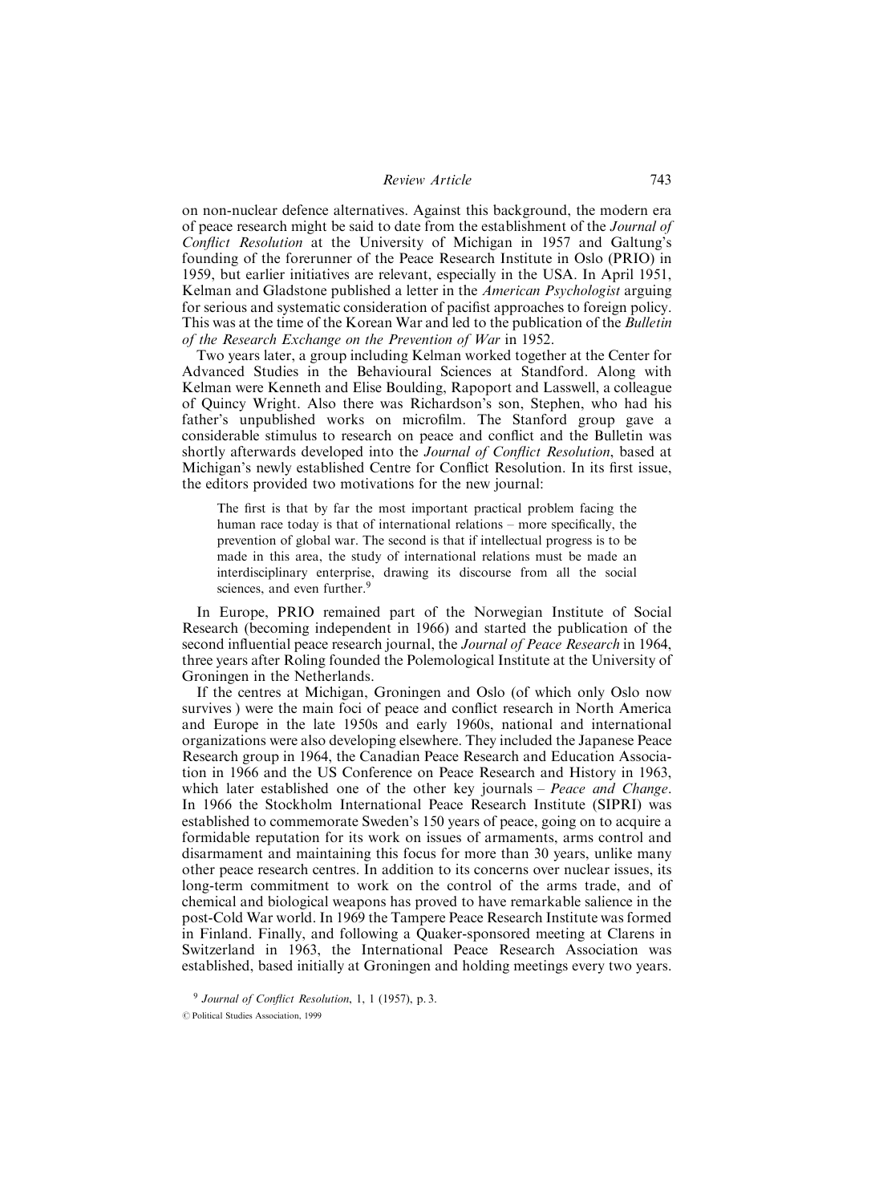on non-nuclear defence alternatives. Against this background, the modern era of peace research might be said to date from the establishment of the *Journal of Conflict Resolution* at the University of Michigan in 1957 and Galtung's founding of the forerunner of the Peace Research Institute in Oslo (PRIO) in 1959, but earlier initiatives are relevant, especially in the USA. In April 1951, Kelman and Gladstone published a letter in the *American Psychologist* arguing for serious and systematic consideration of pacifist approaches to foreign policy. This was at the time of the Korean War and led to the publication of the *Bulletin of the Research Exchange on the Prevention of War* in 1952.

Two years later, a group including Kelman worked together at the Center for Advanced Studies in the Behavioural Sciences at Standford. Along with Kelman were Kenneth and Elise Boulding, Rapoport and Lasswell, a colleague of Quincy Wright. Also there was Richardson's son, Stephen, who had his father's unpublished works on microfilm. The Stanford group gave a considerable stimulus to research on peace and conflict and the Bulletin was shortly afterwards developed into the *Journal of Conflict Resolution*, based at Michigan's newly established Centre for Conflict Resolution. In its first issue, the editors provided two motivations for the new journal:

> The first is that by far the most important practical problem facing the human race today is that of international relations – more specifically, the prevention of global war. The second is that if intellectual progress is to be made in this area, the study of international relations must be made an interdisciplinary enterprise, drawing its discourse from all the social sciences, and even further.[9]

In Europe, PRIO remained part of the Norwegian Institute of Social Research (becoming independent in 1966) and started the publication of the second influential peace research journal, the *Journal of Peace Research* in 1964, three years after Roling founded the Polemological Institute at the University of Groningen in the Netherlands.

If the centres at Michigan, Groningen and Oslo (of which only Oslo now survives ) were the main foci of peace and conflict research in North America and Europe in the late 1950s and early 1960s, national and international organizations were also developing elsewhere. They included the Japanese Peace Research group in 1964, the Canadian Peace Research and Education Association in 1966 and the US Conference on Peace Research and History in 1963, which later established one of the other key journals – *Peace and Change*. In 1966 the Stockholm International Peace Research Institute (SIPRI) was established to commemorate Sweden's 150 years of peace, going on to acquire a formidable reputation for its work on issues of armaments, arms control and disarmament and maintaining this focus for more than 30 years, unlike many other peace research centres. In addition to its concerns over nuclear issues, its long-term commitment to work on the control of the arms trade, and of chemical and biological weapons has proved to have remarkable salience in the post-Cold War world. In 1969 the Tampere Peace Research Institute was formed in Finland. Finally, and following a Quaker-sponsored meeting at Clarens in Switzerland in 1963, the International Peace Research Association was established, based initially at Groningen and holding meetings every two years.

[9] *Journal of Conflict Resolution*, 1, 1 (1957), p. 3.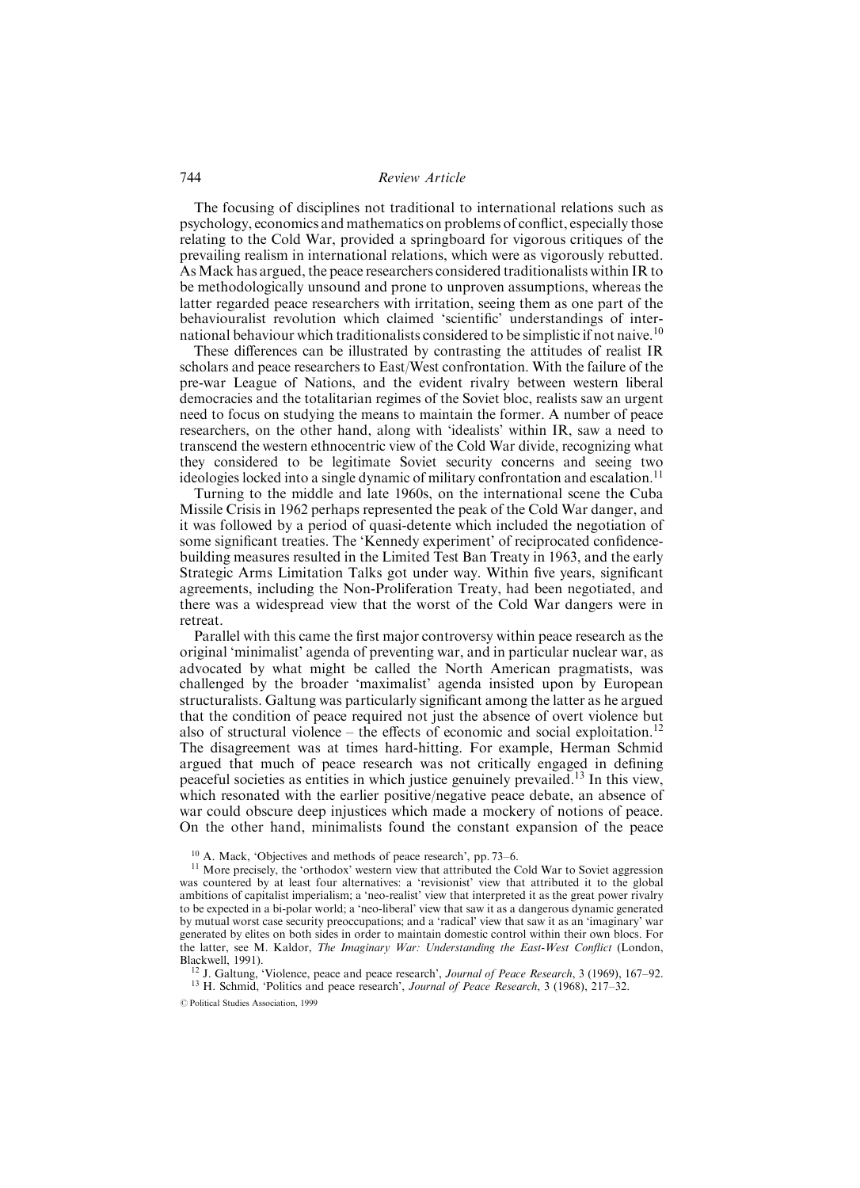The focusing of disciplines not traditional to international relations such as psychology, economics and mathematics on problems of conflict, especially those relating to the Cold War, provided a springboard for vigorous critiques of the prevailing realism in international relations, which were as vigorously rebutted. As Mack has argued, the peace researchers considered traditionalists within IR to be methodologically unsound and prone to unproven assumptions, whereas the latter regarded peace researchers with irritation, seeing them as one part of the behaviouralist revolution which claimed 'scientific' understandings of international behaviour which traditionalists considered to be simplistic if not naive.[10]

These differences can be illustrated by contrasting the attitudes of realist IR scholars and peace researchers to East/West confrontation. With the failure of the pre-war League of Nations, and the evident rivalry between western liberal democracies and the totalitarian regimes of the Soviet bloc, realists saw an urgent need to focus on studying the means to maintain the former. A number of peace researchers, on the other hand, along with 'idealists' within IR, saw a need to transcend the western ethnocentric view of the Cold War divide, recognizing what they considered to be legitimate Soviet security concerns and seeing two ideologies locked into a single dynamic of military confrontation and escalation.[11]

Turning to the middle and late 1960s, on the international scene the Cuba Missile Crisis in 1962 perhaps represented the peak of the Cold War danger, and it was followed by a period of quasi-detente which included the negotiation of some significant treaties. The 'Kennedy experiment' of reciprocated confidence-building measures resulted in the Limited Test Ban Treaty in 1963, and the early Strategic Arms Limitation Talks got under way. Within five years, significant agreements, including the Non-Proliferation Treaty, had been negotiated, and there was a widespread view that the worst of the Cold War dangers were in retreat.

Parallel with this came the first major controversy within peace research as the original 'minimalist' agenda of preventing war, and in particular nuclear war, as advocated by what might be called the North American pragmatists, was challenged by the broader 'maximalist' agenda insisted upon by European structuralists. Galtung was particularly significant among the latter as he argued that the condition of peace required not just the absence of overt violence but also of structural violence – the effects of economic and social exploitation.[12] The disagreement was at times hard-hitting. For example, Herman Schmid argued that much of peace research was not critically engaged in defining peaceful societies as entities in which justice genuinely prevailed.[13] In this view, which resonated with the earlier positive/negative peace debate, an absence of war could obscure deep injustices which made a mockery of notions of peace. On the other hand, minimalists found the constant expansion of the peace

[10] A. Mack, 'Objectives and methods of peace research', pp. 73–6.

[11] More precisely, the 'orthodox' western view that attributed the Cold War to Soviet aggression was countered by at least four alternatives: a 'revisionist' view that attributed it to the global ambitions of capitalist imperialism; a 'neo-realist' view that interpreted it as the great power rivalry to be expected in a bi-polar world; a 'neo-liberal' view that saw it as a dangerous dynamic generated by mutual worst case security preoccupations; and a 'radical' view that saw it as an 'imaginary' war generated by elites on both sides in order to maintain domestic control within their own blocs. For the latter, see M. Kaldor, *The Imaginary War: Understanding the East-West Conflict* (London, Blackwell, 1991).

[12] J. Galtung, 'Violence, peace and peace research', *Journal of Peace Research*, 3 (1969), 167–92.

[13] H. Schmid, 'Politics and peace research', *Journal of Peace Research*, 3 (1968), 217–32.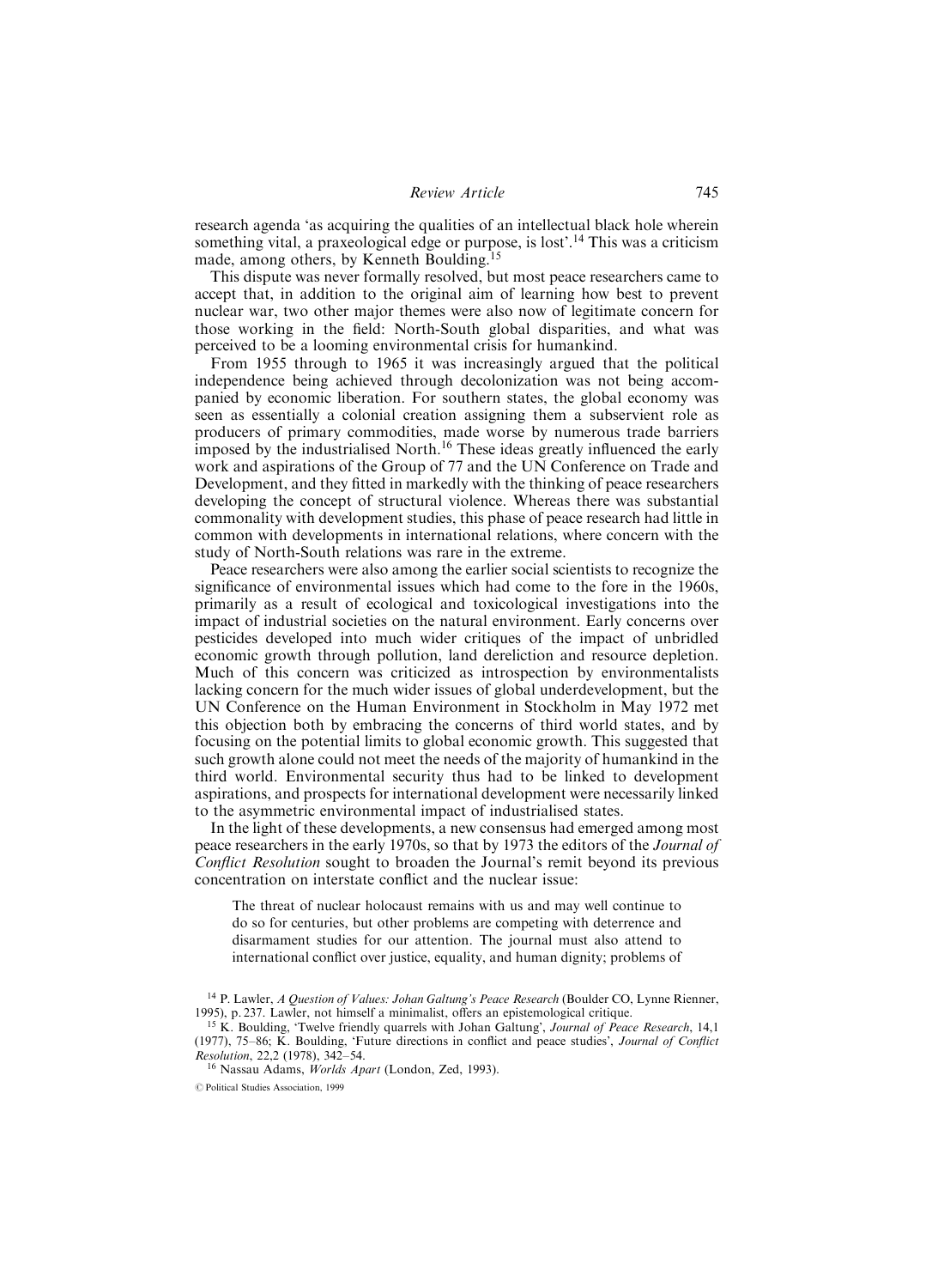research agenda 'as acquiring the qualities of an intellectual black hole wherein something vital, a praxeological edge or purpose, is lost'.[14] This was a criticism made, among others, by Kenneth Boulding.[15]

This dispute was never formally resolved, but most peace researchers came to accept that, in addition to the original aim of learning how best to prevent nuclear war, two other major themes were also now of legitimate concern for those working in the field: North-South global disparities, and what was perceived to be a looming environmental crisis for humankind.

From 1955 through to 1965 it was increasingly argued that the political independence being achieved through decolonization was not being accompanied by economic liberation. For southern states, the global economy was seen as essentially a colonial creation assigning them a subservient role as producers of primary commodities, made worse by numerous trade barriers imposed by the industrialised North.[16] These ideas greatly influenced the early work and aspirations of the Group of 77 and the UN Conference on Trade and Development, and they fitted in markedly with the thinking of peace researchers developing the concept of structural violence. Whereas there was substantial commonality with development studies, this phase of peace research had little in common with developments in international relations, where concern with the study of North-South relations was rare in the extreme.

Peace researchers were also among the earlier social scientists to recognize the significance of environmental issues which had come to the fore in the 1960s, primarily as a result of ecological and toxicological investigations into the impact of industrial societies on the natural environment. Early concerns over pesticides developed into much wider critiques of the impact of unbridled economic growth through pollution, land dereliction and resource depletion. Much of this concern was criticized as introspection by environmentalists lacking concern for the much wider issues of global underdevelopment, but the UN Conference on the Human Environment in Stockholm in May 1972 met this objection both by embracing the concerns of third world states, and by focusing on the potential limits to global economic growth. This suggested that such growth alone could not meet the needs of the majority of humankind in the third world. Environmental security thus had to be linked to development aspirations, and prospects for international development were necessarily linked to the asymmetric environmental impact of industrialised states.

In the light of these developments, a new consensus had emerged among most peace researchers in the early 1970s, so that by 1973 the editors of the *Journal of Conflict Resolution* sought to broaden the Journal's remit beyond its previous concentration on interstate conflict and the nuclear issue:

> The threat of nuclear holocaust remains with us and may well continue to do so for centuries, but other problems are competing with deterrence and disarmament studies for our attention. The journal must also attend to international conflict over justice, equality, and human dignity; problems of

---

[14] P. Lawler, *A Question of Values: Johan Galtung's Peace Research* (Boulder CO, Lynne Rienner, 1995), p. 237. Lawler, not himself a minimalist, offers an epistemological critique.

[15] K. Boulding, 'Twelve friendly quarrels with Johan Galtung', *Journal of Peace Research*, 14,1 (1977), 75–86; K. Boulding, 'Future directions in conflict and peace studies', *Journal of Conflict Resolution*, 22,2 (1978), 342–54.

[16] Nassau Adams, *Worlds Apart* (London, Zed, 1993).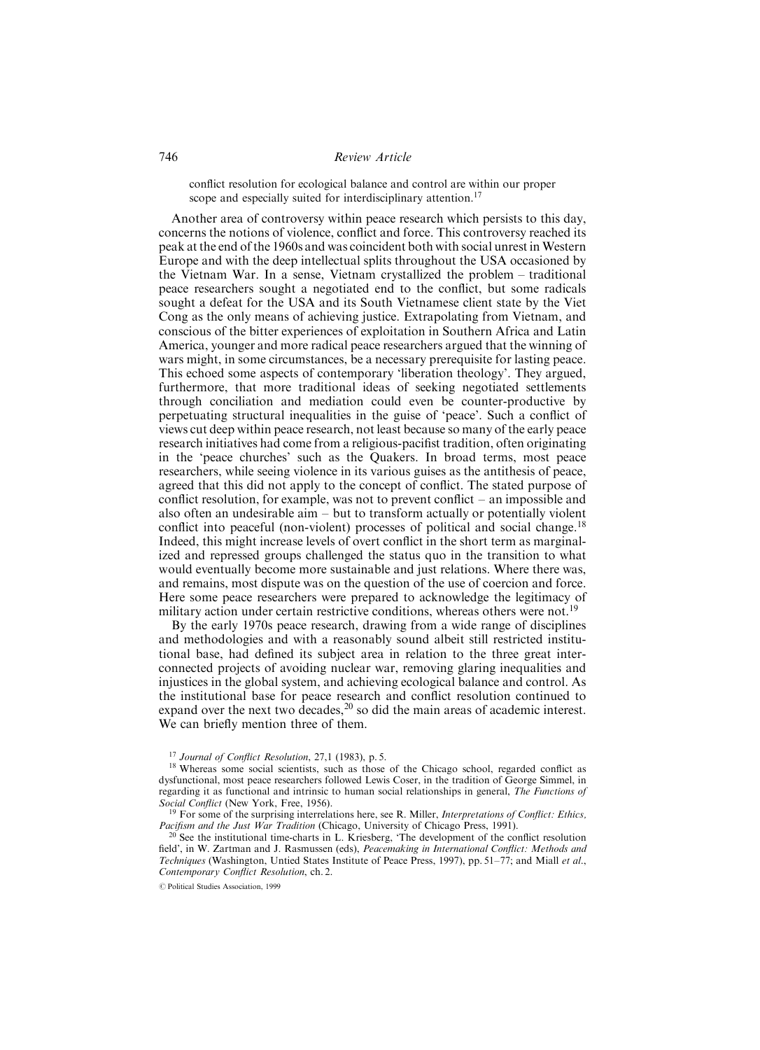> conflict resolution for ecological balance and control are within our proper scope and especially suited for interdisciplinary attention.[17]

Another area of controversy within peace research which persists to this day, concerns the notions of violence, conflict and force. This controversy reached its peak at the end of the 1960s and was coincident both with social unrest in Western Europe and with the deep intellectual splits throughout the USA occasioned by the Vietnam War. In a sense, Vietnam crystallized the problem – traditional peace researchers sought a negotiated end to the conflict, but some radicals sought a defeat for the USA and its South Vietnamese client state by the Viet Cong as the only means of achieving justice. Extrapolating from Vietnam, and conscious of the bitter experiences of exploitation in Southern Africa and Latin America, younger and more radical peace researchers argued that the winning of wars might, in some circumstances, be a necessary prerequisite for lasting peace. This echoed some aspects of contemporary 'liberation theology'. They argued, furthermore, that more traditional ideas of seeking negotiated settlements through conciliation and mediation could even be counter-productive by perpetuating structural inequalities in the guise of 'peace'. Such a conflict of views cut deep within peace research, not least because so many of the early peace research initiatives had come from a religious-pacifist tradition, often originating in the 'peace churches' such as the Quakers. In broad terms, most peace researchers, while seeing violence in its various guises as the antithesis of peace, agreed that this did not apply to the concept of conflict. The stated purpose of conflict resolution, for example, was not to prevent conflict – an impossible and also often an undesirable aim – but to transform actually or potentially violent conflict into peaceful (non-violent) processes of political and social change.[18] Indeed, this might increase levels of overt conflict in the short term as marginalized and repressed groups challenged the status quo in the transition to what would eventually become more sustainable and just relations. Where there was, and remains, most dispute was on the question of the use of coercion and force. Here some peace researchers were prepared to acknowledge the legitimacy of military action under certain restrictive conditions, whereas others were not.[19]

By the early 1970s peace research, drawing from a wide range of disciplines and methodologies and with a reasonably sound albeit still restricted institutional base, had defined its subject area in relation to the three great interconnected projects of avoiding nuclear war, removing glaring inequalities and injustices in the global system, and achieving ecological balance and control. As the institutional base for peace research and conflict resolution continued to expand over the next two decades,[20] so did the main areas of academic interest. We can briefly mention three of them.

---

[17] *Journal of Conflict Resolution*, 27,1 (1983), p. 5.

[18] Whereas some social scientists, such as those of the Chicago school, regarded conflict as dysfunctional, most peace researchers followed Lewis Coser, in the tradition of George Simmel, in regarding it as functional and intrinsic to human social relationships in general, *The Functions of Social Conflict* (New York, Free, 1956).

[19] For some of the surprising interrelations here, see R. Miller, *Interpretations of Conflict: Ethics, Pacifism and the Just War Tradition* (Chicago, University of Chicago Press, 1991).

[20] See the institutional time-charts in L. Kriesberg, 'The development of the conflict resolution field', in W. Zartman and J. Rasmussen (eds), *Peacemaking in International Conflict: Methods and Techniques* (Washington, Untied States Institute of Peace Press, 1997), pp. 51–77; and Miall *et al.*, *Contemporary Conflict Resolution*, ch. 2.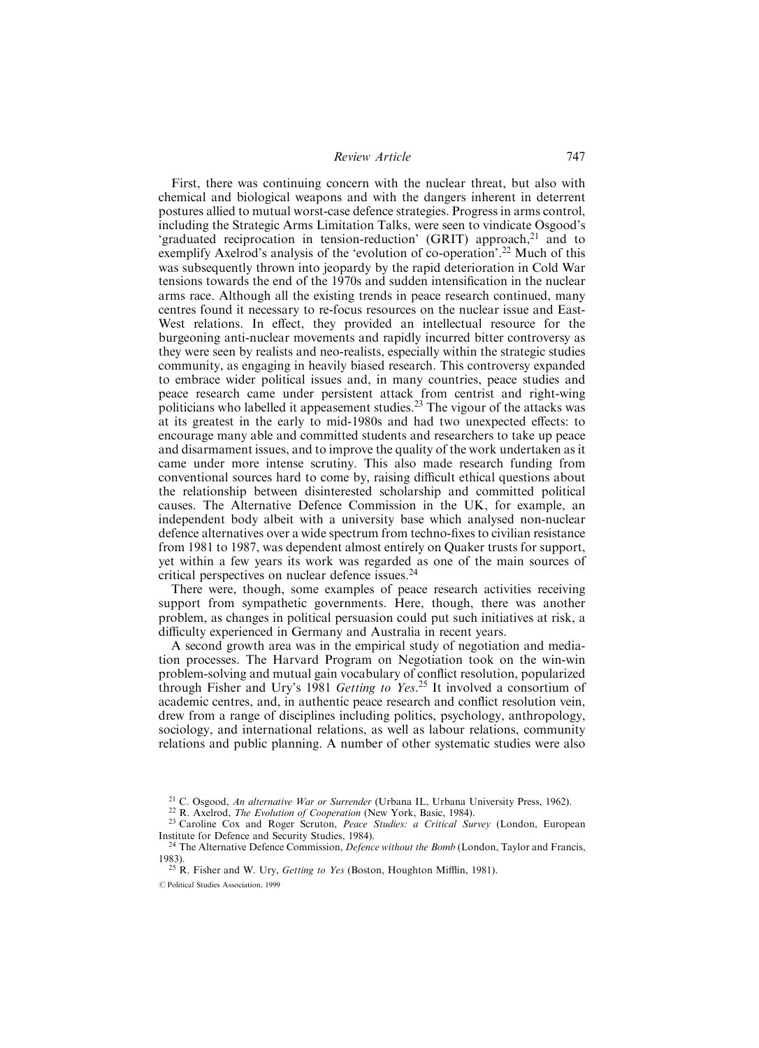First, there was continuing concern with the nuclear threat, but also with chemical and biological weapons and with the dangers inherent in deterrent postures allied to mutual worst-case defence strategies. Progress in arms control, including the Strategic Arms Limitation Talks, were seen to vindicate Osgood's 'graduated reciprocation in tension-reduction' (GRIT) approach,[21] and to exemplify Axelrod's analysis of the 'evolution of co-operation'.[22] Much of this was subsequently thrown into jeopardy by the rapid deterioration in Cold War tensions towards the end of the 1970s and sudden intensification in the nuclear arms race. Although all the existing trends in peace research continued, many centres found it necessary to re-focus resources on the nuclear issue and East-West relations. In effect, they provided an intellectual resource for the burgeoning anti-nuclear movements and rapidly incurred bitter controversy as they were seen by realists and neo-realists, especially within the strategic studies community, as engaging in heavily biased research. This controversy expanded to embrace wider political issues and, in many countries, peace studies and peace research came under persistent attack from centrist and right-wing politicians who labelled it appeasement studies.[23] The vigour of the attacks was at its greatest in the early to mid-1980s and had two unexpected effects: to encourage many able and committed students and researchers to take up peace and disarmament issues, and to improve the quality of the work undertaken as it came under more intense scrutiny. This also made research funding from conventional sources hard to come by, raising difficult ethical questions about the relationship between disinterested scholarship and committed political causes. The Alternative Defence Commission in the UK, for example, an independent body albeit with a university base which analysed non-nuclear defence alternatives over a wide spectrum from techno-fixes to civilian resistance from 1981 to 1987, was dependent almost entirely on Quaker trusts for support, yet within a few years its work was regarded as one of the main sources of critical perspectives on nuclear defence issues.[24]

There were, though, some examples of peace research activities receiving support from sympathetic governments. Here, though, there was another problem, as changes in political persuasion could put such initiatives at risk, a difficulty experienced in Germany and Australia in recent years.

A second growth area was in the empirical study of negotiation and mediation processes. The Harvard Program on Negotiation took on the win-win problem-solving and mutual gain vocabulary of conflict resolution, popularized through Fisher and Ury's 1981 *Getting to Yes*.[25] It involved a consortium of academic centres, and, in authentic peace research and conflict resolution vein, drew from a range of disciplines including politics, psychology, anthropology, sociology, and international relations, as well as labour relations, community relations and public planning. A number of other systematic studies were also

[21] C. Osgood, *An alternative War or Surrender* (Urbana IL, Urbana University Press, 1962).

[22] R. Axelrod, *The Evolution of Cooperation* (New York, Basic, 1984).

[23] Caroline Cox and Roger Scruton, *Peace Studies: a Critical Survey* (London, European Institute for Defence and Security Studies, 1984).

[24] The Alternative Defence Commission, *Defence without the Bomb* (London, Taylor and Francis, 1983).

[25] R. Fisher and W. Ury, *Getting to Yes* (Boston, Houghton Mifflin, 1981).

© Political Studies Association, 1999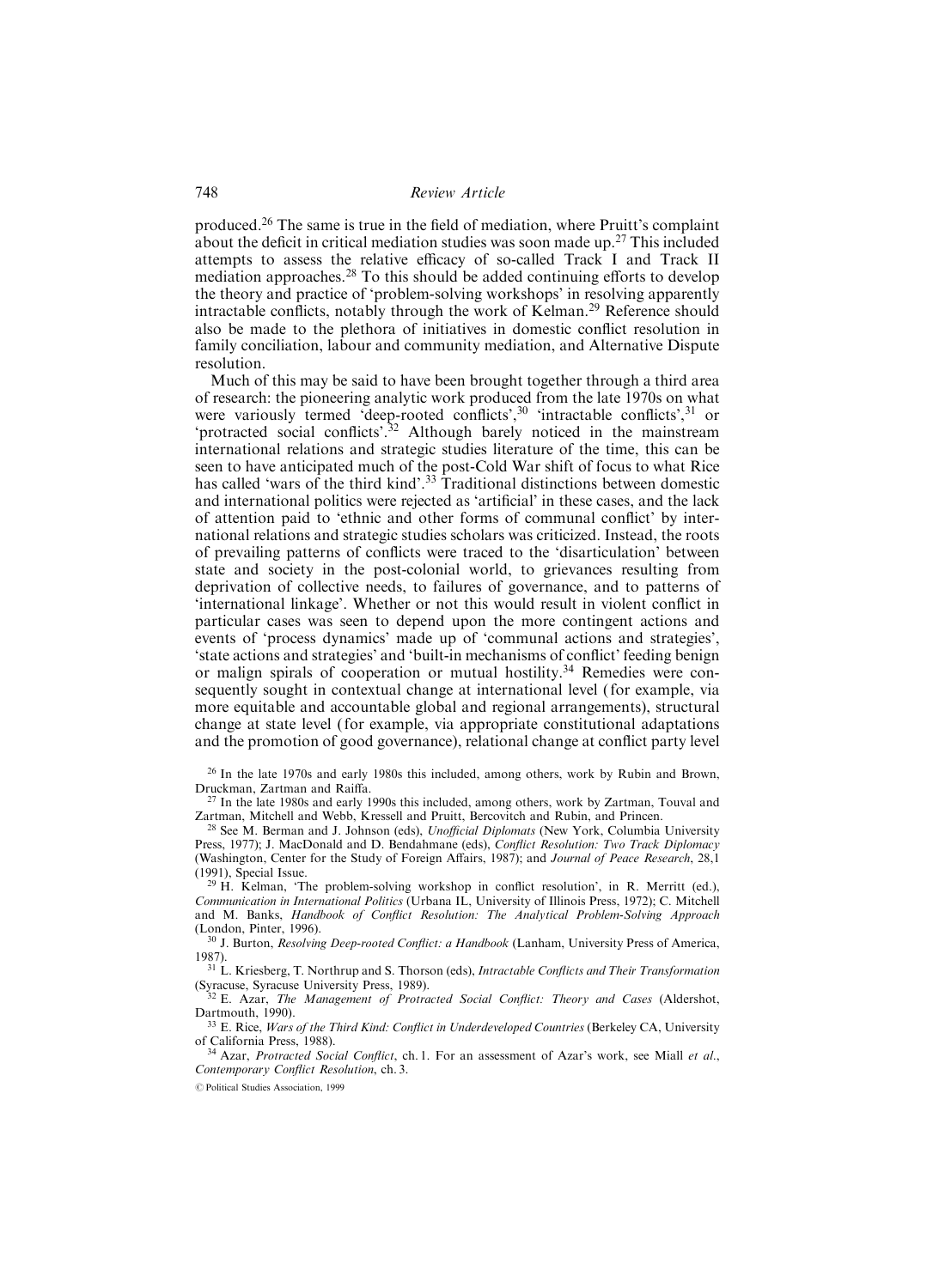produced.[26] The same is true in the field of mediation, where Pruitt's complaint about the deficit in critical mediation studies was soon made up.[27] This included attempts to assess the relative efficacy of so-called Track I and Track II mediation approaches.[28] To this should be added continuing efforts to develop the theory and practice of 'problem-solving workshops' in resolving apparently intractable conflicts, notably through the work of Kelman.[29] Reference should also be made to the plethora of initiatives in domestic conflict resolution in family conciliation, labour and community mediation, and Alternative Dispute resolution.

Much of this may be said to have been brought together through a third area of research: the pioneering analytic work produced from the late 1970s on what were variously termed 'deep-rooted conflicts',[30] 'intractable conflicts',[31] or 'protracted social conflicts'.[32] Although barely noticed in the mainstream international relations and strategic studies literature of the time, this can be seen to have anticipated much of the post-Cold War shift of focus to what Rice has called 'wars of the third kind'.[33] Traditional distinctions between domestic and international politics were rejected as 'artificial' in these cases, and the lack of attention paid to 'ethnic and other forms of communal conflict' by international relations and strategic studies scholars was criticized. Instead, the roots of prevailing patterns of conflicts were traced to the 'disarticulation' between state and society in the post-colonial world, to grievances resulting from deprivation of collective needs, to failures of governance, and to patterns of 'international linkage'. Whether or not this would result in violent conflict in particular cases was seen to depend upon the more contingent actions and events of 'process dynamics' made up of 'communal actions and strategies', 'state actions and strategies' and 'built-in mechanisms of conflict' feeding benign or malign spirals of cooperation or mutual hostility.[34] Remedies were consequently sought in contextual change at international level (for example, via more equitable and accountable global and regional arrangements), structural change at state level (for example, via appropriate constitutional adaptations and the promotion of good governance), relational change at conflict party level

[26] In the late 1970s and early 1980s this included, among others, work by Rubin and Brown, Druckman, Zartman and Raiffa.

[27] In the late 1980s and early 1990s this included, among others, work by Zartman, Touval and Zartman, Mitchell and Webb, Kressell and Pruitt, Bercovitch and Rubin, and Princen.

[28] See M. Berman and J. Johnson (eds), *Unofficial Diplomats* (New York, Columbia University Press, 1977); J. MacDonald and D. Bendahmane (eds), *Conflict Resolution: Two Track Diplomacy* (Washington, Center for the Study of Foreign Affairs, 1987); and *Journal of Peace Research*, 28,1 (1991), Special Issue.

[29] H. Kelman, 'The problem-solving workshop in conflict resolution', in R. Merritt (ed.), *Communication in International Politics* (Urbana IL, University of Illinois Press, 1972); C. Mitchell and M. Banks, *Handbook of Conflict Resolution: The Analytical Problem-Solving Approach* (London, Pinter, 1996).

[30] J. Burton, *Resolving Deep-rooted Conflict: a Handbook* (Lanham, University Press of America, 1987).

[31] L. Kriesberg, T. Northrup and S. Thorson (eds), *Intractable Conflicts and Their Transformation* (Syracuse, Syracuse University Press, 1989).

[32] E. Azar, *The Management of Protracted Social Conflict: Theory and Cases* (Aldershot, Dartmouth, 1990).

[33] E. Rice, *Wars of the Third Kind: Conflict in Underdeveloped Countries* (Berkeley CA, University of California Press, 1988).

[34] Azar, *Protracted Social Conflict*, ch. 1. For an assessment of Azar's work, see Miall *et al.*, *Contemporary Conflict Resolution*, ch. 3.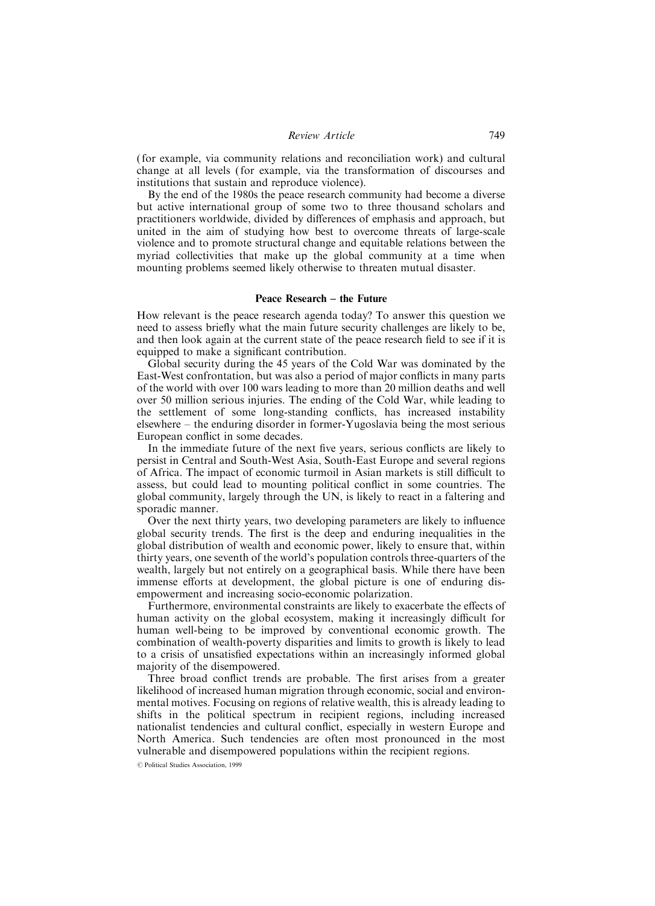(for example, via community relations and reconciliation work) and cultural change at all levels (for example, via the transformation of discourses and institutions that sustain and reproduce violence).

By the end of the 1980s the peace research community had become a diverse but active international group of some two to three thousand scholars and practitioners worldwide, divided by differences of emphasis and approach, but united in the aim of studying how best to overcome threats of large-scale violence and to promote structural change and equitable relations between the myriad collectivities that make up the global community at a time when mounting problems seemed likely otherwise to threaten mutual disaster.

## Peace Research – the Future

How relevant is the peace research agenda today? To answer this question we need to assess briefly what the main future security challenges are likely to be, and then look again at the current state of the peace research field to see if it is equipped to make a significant contribution.

Global security during the 45 years of the Cold War was dominated by the East-West confrontation, but was also a period of major conflicts in many parts of the world with over 100 wars leading to more than 20 million deaths and well over 50 million serious injuries. The ending of the Cold War, while leading to the settlement of some long-standing conflicts, has increased instability elsewhere – the enduring disorder in former-Yugoslavia being the most serious European conflict in some decades.

In the immediate future of the next five years, serious conflicts are likely to persist in Central and South-West Asia, South-East Europe and several regions of Africa. The impact of economic turmoil in Asian markets is still difficult to assess, but could lead to mounting political conflict in some countries. The global community, largely through the UN, is likely to react in a faltering and sporadic manner.

Over the next thirty years, two developing parameters are likely to influence global security trends. The first is the deep and enduring inequalities in the global distribution of wealth and economic power, likely to ensure that, within thirty years, one seventh of the world's population controls three-quarters of the wealth, largely but not entirely on a geographical basis. While there have been immense efforts at development, the global picture is one of enduring disempowerment and increasing socio-economic polarization.

Furthermore, environmental constraints are likely to exacerbate the effects of human activity on the global ecosystem, making it increasingly difficult for human well-being to be improved by conventional economic growth. The combination of wealth-poverty disparities and limits to growth is likely to lead to a crisis of unsatisfied expectations within an increasingly informed global majority of the disempowered.

Three broad conflict trends are probable. The first arises from a greater likelihood of increased human migration through economic, social and environmental motives. Focusing on regions of relative wealth, this is already leading to shifts in the political spectrum in recipient regions, including increased nationalist tendencies and cultural conflict, especially in western Europe and North America. Such tendencies are often most pronounced in the most vulnerable and disempowered populations within the recipient regions.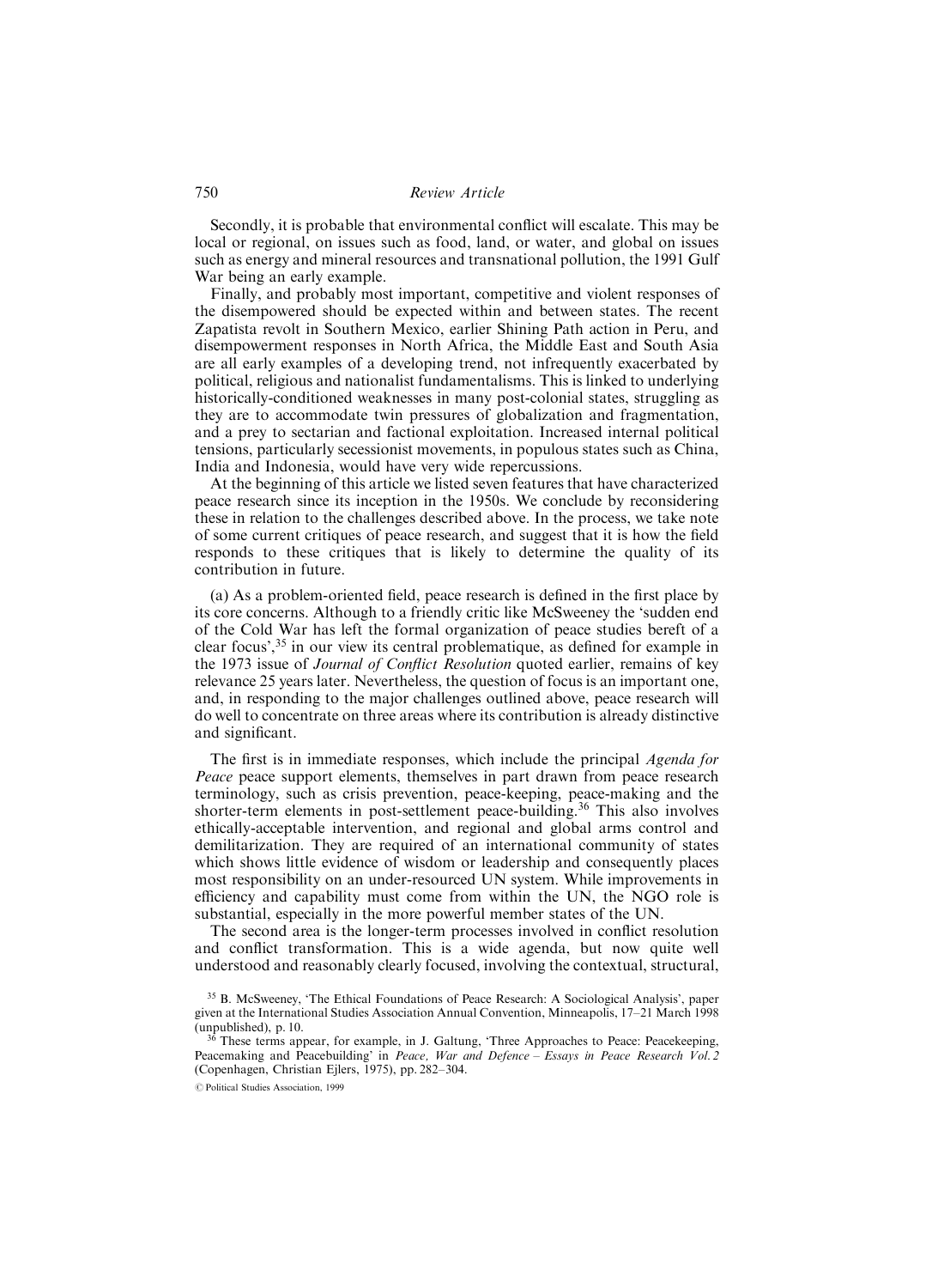Secondly, it is probable that environmental conflict will escalate. This may be local or regional, on issues such as food, land, or water, and global on issues such as energy and mineral resources and transnational pollution, the 1991 Gulf War being an early example.

Finally, and probably most important, competitive and violent responses of the disempowered should be expected within and between states. The recent Zapatista revolt in Southern Mexico, earlier Shining Path action in Peru, and disempowerment responses in North Africa, the Middle East and South Asia are all early examples of a developing trend, not infrequently exacerbated by political, religious and nationalist fundamentalisms. This is linked to underlying historically-conditioned weaknesses in many post-colonial states, struggling as they are to accommodate twin pressures of globalization and fragmentation, and a prey to sectarian and factional exploitation. Increased internal political tensions, particularly secessionist movements, in populous states such as China, India and Indonesia, would have very wide repercussions.

At the beginning of this article we listed seven features that have characterized peace research since its inception in the 1950s. We conclude by reconsidering these in relation to the challenges described above. In the process, we take note of some current critiques of peace research, and suggest that it is how the field responds to these critiques that is likely to determine the quality of its contribution in future.

(a) As a problem-oriented field, peace research is defined in the first place by its core concerns. Although to a friendly critic like McSweeney the 'sudden end of the Cold War has left the formal organization of peace studies bereft of a clear focus',[35] in our view its central problematique, as defined for example in the 1973 issue of *Journal of Conflict Resolution* quoted earlier, remains of key relevance 25 years later. Nevertheless, the question of focus is an important one, and, in responding to the major challenges outlined above, peace research will do well to concentrate on three areas where its contribution is already distinctive and significant.

The first is in immediate responses, which include the principal *Agenda for Peace* peace support elements, themselves in part drawn from peace research terminology, such as crisis prevention, peace-keeping, peace-making and the shorter-term elements in post-settlement peace-building.[36] This also involves ethically-acceptable intervention, and regional and global arms control and demilitarization. They are required of an international community of states which shows little evidence of wisdom or leadership and consequently places most responsibility on an under-resourced UN system. While improvements in efficiency and capability must come from within the UN, the NGO role is substantial, especially in the more powerful member states of the UN.

The second area is the longer-term processes involved in conflict resolution and conflict transformation. This is a wide agenda, but now quite well understood and reasonably clearly focused, involving the contextual, structural,

[35] B. McSweeney, 'The Ethical Foundations of Peace Research: A Sociological Analysis', paper given at the International Studies Association Annual Convention, Minneapolis, 17–21 March 1998 (unpublished), p. 10.

[36] These terms appear, for example, in J. Galtung, 'Three Approaches to Peace: Peacekeeping, Peacemaking and Peacebuilding' in *Peace, War and Defence – Essays in Peace Research Vol. 2* (Copenhagen, Christian Ejlers, 1975), pp. 282–304.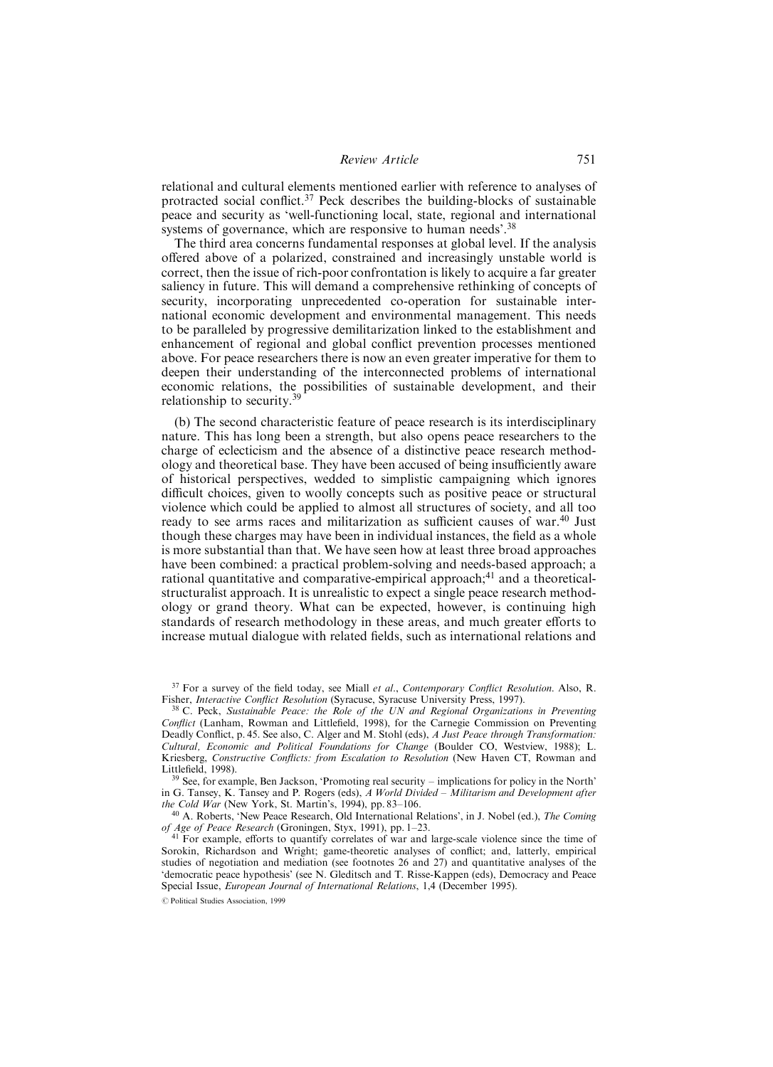relational and cultural elements mentioned earlier with reference to analyses of protracted social conflict.[37] Peck describes the building-blocks of sustainable peace and security as 'well-functioning local, state, regional and international systems of governance, which are responsive to human needs'.[38]

The third area concerns fundamental responses at global level. If the analysis offered above of a polarized, constrained and increasingly unstable world is correct, then the issue of rich-poor confrontation is likely to acquire a far greater saliency in future. This will demand a comprehensive rethinking of concepts of security, incorporating unprecedented co-operation for sustainable international economic development and environmental management. This needs to be paralleled by progressive demilitarization linked to the establishment and enhancement of regional and global conflict prevention processes mentioned above. For peace researchers there is now an even greater imperative for them to deepen their understanding of the interconnected problems of international economic relations, the possibilities of sustainable development, and their relationship to security.[39]

(b) The second characteristic feature of peace research is its interdisciplinary nature. This has long been a strength, but also opens peace researchers to the charge of eclecticism and the absence of a distinctive peace research methodology and theoretical base. They have been accused of being insufficiently aware of historical perspectives, wedded to simplistic campaigning which ignores difficult choices, given to woolly concepts such as positive peace or structural violence which could be applied to almost all structures of society, and all too ready to see arms races and militarization as sufficient causes of war.[40] Just though these charges may have been in individual instances, the field as a whole is more substantial than that. We have seen how at least three broad approaches have been combined: a practical problem-solving and needs-based approach; a rational quantitative and comparative-empirical approach;[41] and a theoretical-structuralist approach. It is unrealistic to expect a single peace research methodology or grand theory. What can be expected, however, is continuing high standards of research methodology in these areas, and much greater efforts to increase mutual dialogue with related fields, such as international relations and

---

[37] For a survey of the field today, see Miall *et al.*, *Contemporary Conflict Resolution*. Also, R. Fisher, *Interactive Conflict Resolution* (Syracuse, Syracuse University Press, 1997).

[38] C. Peck, *Sustainable Peace: the Role of the UN and Regional Organizations in Preventing Conflict* (Lanham, Rowman and Littlefield, 1998), for the Carnegie Commission on Preventing Deadly Conflict, p. 45. See also, C. Alger and M. Stohl (eds), *A Just Peace through Transformation: Cultural, Economic and Political Foundations for Change* (Boulder CO, Westview, 1988); L. Kriesberg, *Constructive Conflicts: from Escalation to Resolution* (New Haven CT, Rowman and Littlefield, 1998).

[39] See, for example, Ben Jackson, 'Promoting real security – implications for policy in the North' in G. Tansey, K. Tansey and P. Rogers (eds), *A World Divided – Militarism and Development after the Cold War* (New York, St. Martin's, 1994), pp. 83–106.

[40] A. Roberts, 'New Peace Research, Old International Relations', in J. Nobel (ed.), *The Coming of Age of Peace Research* (Groningen, Styx, 1991), pp. 1–23.

[41] For example, efforts to quantify correlates of war and large-scale violence since the time of Sorokin, Richardson and Wright; game-theoretic analyses of conflict; and, latterly, empirical studies of negotiation and mediation (see footnotes 26 and 27) and quantitative analyses of the 'democratic peace hypothesis' (see N. Gleditsch and T. Risse-Kappen (eds), Democracy and Peace Special Issue, *European Journal of International Relations*, 1,4 (December 1995).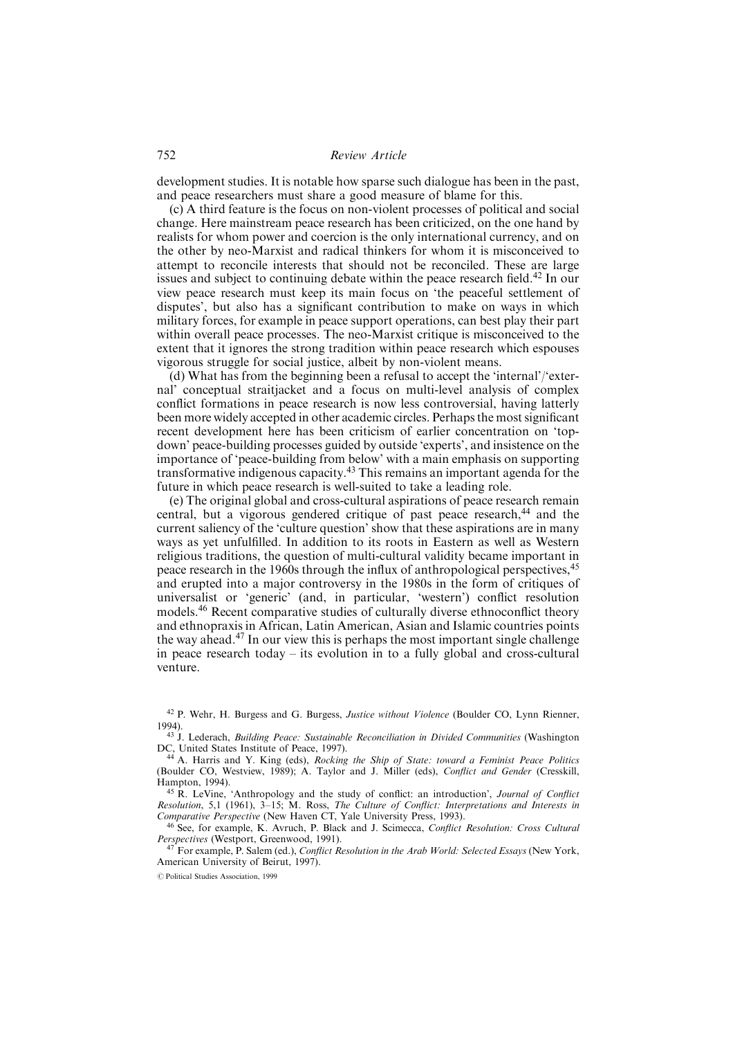development studies. It is notable how sparse such dialogue has been in the past, and peace researchers must share a good measure of blame for this.

(c) A third feature is the focus on non-violent processes of political and social change. Here mainstream peace research has been criticized, on the one hand by realists for whom power and coercion is the only international currency, and on the other by neo-Marxist and radical thinkers for whom it is misconceived to attempt to reconcile interests that should not be reconciled. These are large issues and subject to continuing debate within the peace research field.[42] In our view peace research must keep its main focus on 'the peaceful settlement of disputes', but also has a significant contribution to make on ways in which military forces, for example in peace support operations, can best play their part within overall peace processes. The neo-Marxist critique is misconceived to the extent that it ignores the strong tradition within peace research which espouses vigorous struggle for social justice, albeit by non-violent means.

(d) What has from the beginning been a refusal to accept the 'internal'/'external' conceptual straitjacket and a focus on multi-level analysis of complex conflict formations in peace research is now less controversial, having latterly been more widely accepted in other academic circles. Perhaps the most significant recent development here has been criticism of earlier concentration on 'top-down' peace-building processes guided by outside 'experts', and insistence on the importance of 'peace-building from below' with a main emphasis on supporting transformative indigenous capacity.[43] This remains an important agenda for the future in which peace research is well-suited to take a leading role.

(e) The original global and cross-cultural aspirations of peace research remain central, but a vigorous gendered critique of past peace research,[44] and the current saliency of the 'culture question' show that these aspirations are in many ways as yet unfulfilled. In addition to its roots in Eastern as well as Western religious traditions, the question of multi-cultural validity became important in peace research in the 1960s through the influx of anthropological perspectives,[45] and erupted into a major controversy in the 1980s in the form of critiques of universalist or 'generic' (and, in particular, 'western') conflict resolution models.[46] Recent comparative studies of culturally diverse ethnoconflict theory and ethnopraxis in African, Latin American, Asian and Islamic countries points the way ahead.[47] In our view this is perhaps the most important single challenge in peace research today – its evolution in to a fully global and cross-cultural venture.

[42] P. Wehr, H. Burgess and G. Burgess, *Justice without Violence* (Boulder CO, Lynn Rienner, 1994).

[43] J. Lederach, *Building Peace: Sustainable Reconciliation in Divided Communities* (Washington DC, United States Institute of Peace, 1997).

[44] A. Harris and Y. King (eds), *Rocking the Ship of State: toward a Feminist Peace Politics* (Boulder CO, Westview, 1989); A. Taylor and J. Miller (eds), *Conflict and Gender* (Cresskill, Hampton, 1994).

[45] R. LeVine, 'Anthropology and the study of conflict: an introduction', *Journal of Conflict Resolution*, 5,1 (1961), 3–15; M. Ross, *The Culture of Conflict: Interpretations and Interests in Comparative Perspective* (New Haven CT, Yale University Press, 1993).

[46] See, for example, K. Avruch, P. Black and J. Scimecca, *Conflict Resolution: Cross Cultural Perspectives* (Westport, Greenwood, 1991).

[47] For example, P. Salem (ed.), *Conflict Resolution in the Arab World: Selected Essays* (New York, American University of Beirut, 1997).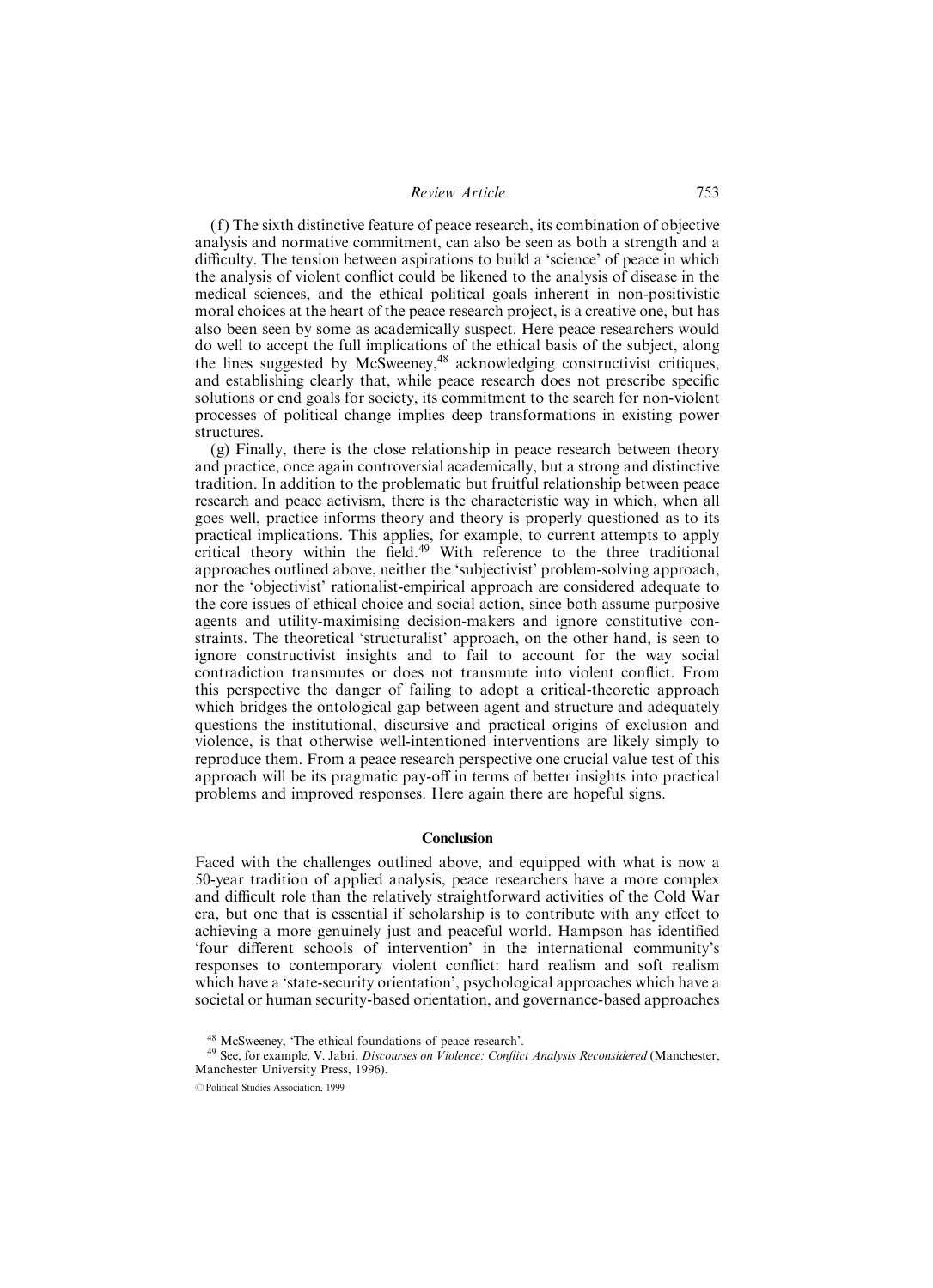(f) The sixth distinctive feature of peace research, its combination of objective analysis and normative commitment, can also be seen as both a strength and a difficulty. The tension between aspirations to build a 'science' of peace in which the analysis of violent conflict could be likened to the analysis of disease in the medical sciences, and the ethical political goals inherent in non-positivistic moral choices at the heart of the peace research project, is a creative one, but has also been seen by some as academically suspect. Here peace researchers would do well to accept the full implications of the ethical basis of the subject, along the lines suggested by McSweeney,[48] acknowledging constructivist critiques, and establishing clearly that, while peace research does not prescribe specific solutions or end goals for society, its commitment to the search for non-violent processes of political change implies deep transformations in existing power structures.

(g) Finally, there is the close relationship in peace research between theory and practice, once again controversial academically, but a strong and distinctive tradition. In addition to the problematic but fruitful relationship between peace research and peace activism, there is the characteristic way in which, when all goes well, practice informs theory and theory is properly questioned as to its practical implications. This applies, for example, to current attempts to apply critical theory within the field.[49] With reference to the three traditional approaches outlined above, neither the 'subjectivist' problem-solving approach, nor the 'objectivist' rationalist-empirical approach are considered adequate to the core issues of ethical choice and social action, since both assume purposive agents and utility-maximising decision-makers and ignore constitutive constraints. The theoretical 'structuralist' approach, on the other hand, is seen to ignore constructivist insights and to fail to account for the way social contradiction transmutes or does not transmute into violent conflict. From this perspective the danger of failing to adopt a critical-theoretic approach which bridges the ontological gap between agent and structure and adequately questions the institutional, discursive and practical origins of exclusion and violence, is that otherwise well-intentioned interventions are likely simply to reproduce them. From a peace research perspective one crucial value test of this approach will be its pragmatic pay-off in terms of better insights into practical problems and improved responses. Here again there are hopeful signs.

## Conclusion

Faced with the challenges outlined above, and equipped with what is now a 50-year tradition of applied analysis, peace researchers have a more complex and difficult role than the relatively straightforward activities of the Cold War era, but one that is essential if scholarship is to contribute with any effect to achieving a more genuinely just and peaceful world. Hampson has identified 'four different schools of intervention' in the international community's responses to contemporary violent conflict: hard realism and soft realism which have a 'state-security orientation', psychological approaches which have a societal or human security-based orientation, and governance-based approaches

[48] McSweeney, 'The ethical foundations of peace research'.

[49] See, for example, V. Jabri, *Discourses on Violence: Conflict Analysis Reconsidered* (Manchester, Manchester University Press, 1996).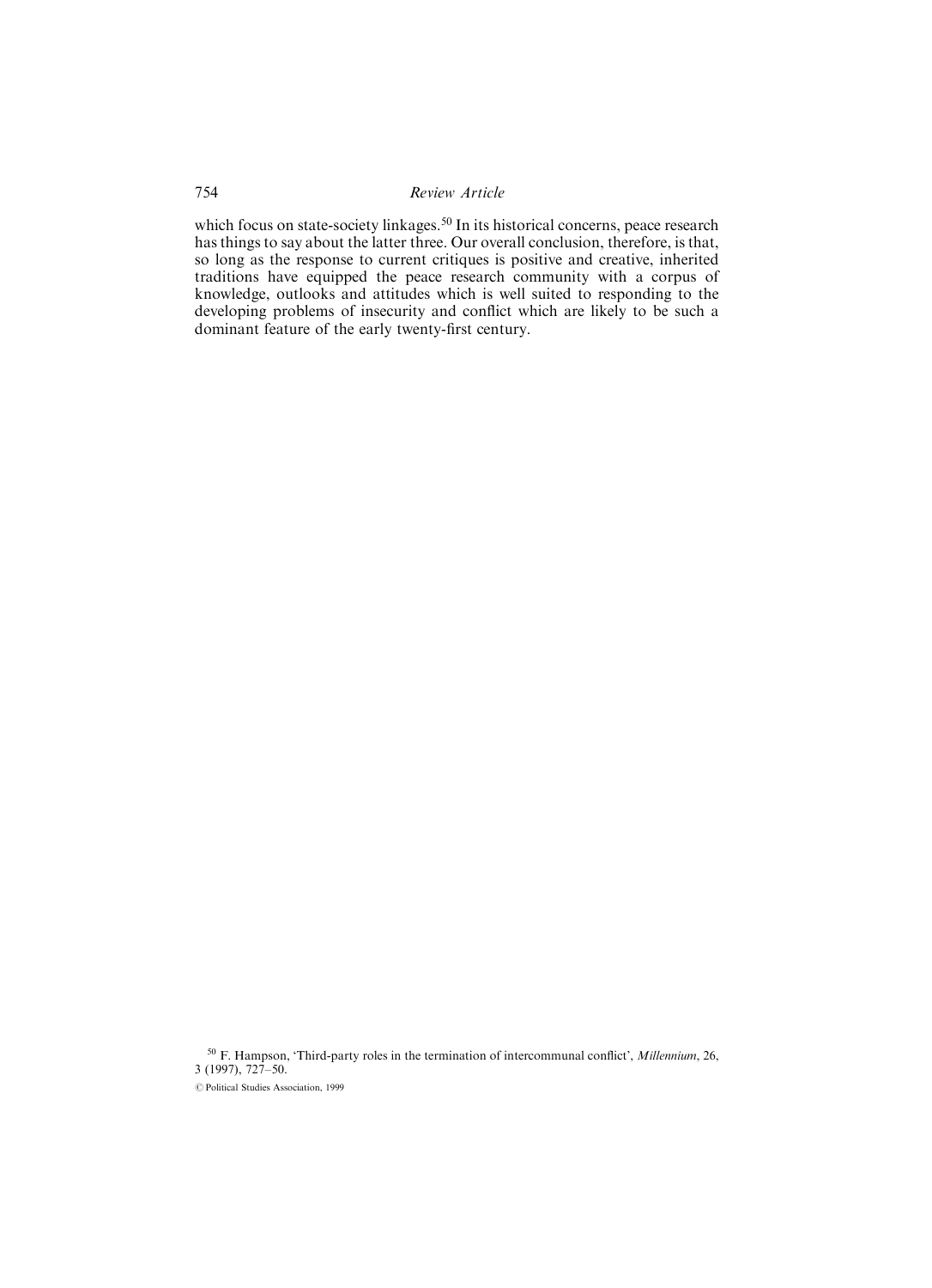which focus on state-society linkages.[50] In its historical concerns, peace research has things to say about the latter three. Our overall conclusion, therefore, is that, so long as the response to current critiques is positive and creative, inherited traditions have equipped the peace research community with a corpus of knowledge, outlooks and attitudes which is well suited to responding to the developing problems of insecurity and conflict which are likely to be such a dominant feature of the early twenty-first century.

[50] F. Hampson, 'Third-party roles in the termination of intercommunal conflict', *Millennium*, 26, 3 (1997), 727–50.

© Political Studies Association, 1999